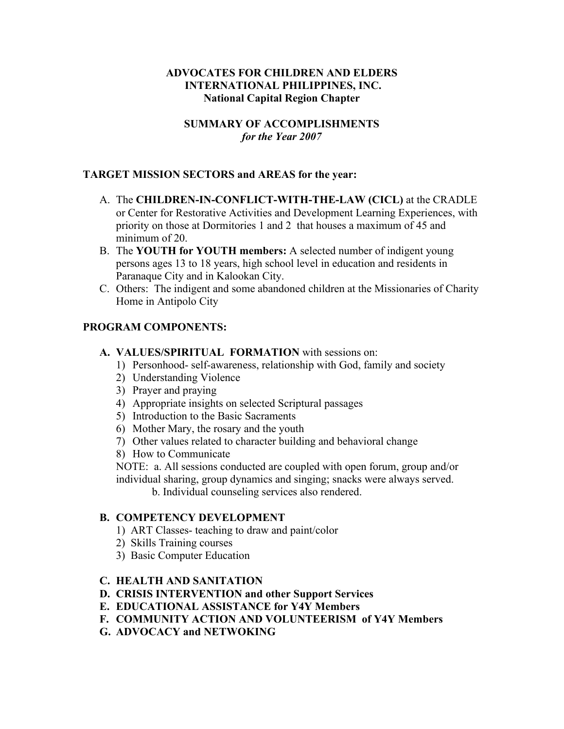**ADVOCATES FOR CHILDREN AND ELDERS**
**INTERNATIONAL PHILIPPINES, INC.**
**National Capital Region Chapter**

**SUMMARY OF ACCOMPLISHMENTS**
*for the Year 2007*

## TARGET MISSION SECTORS and AREAS for the year:

A. The **CHILDREN-IN-CONFLICT-WITH-THE-LAW (CICL)** at the CRADLE or Center for Restorative Activities and Development Learning Experiences, with priority on those at Dormitories 1 and 2 that houses a maximum of 45 and minimum of 20.
B. The **YOUTH for YOUTH members:** A selected number of indigent young persons ages 13 to 18 years, high school level in education and residents in Paranaque City and in Kalookan City.
C. Others: The indigent and some abandoned children at the Missionaries of Charity Home in Antipolo City

## PROGRAM COMPONENTS:

### A. VALUES/SPIRITUAL FORMATION with sessions on:

1) Personhood- self-awareness, relationship with God, family and society
2) Understanding Violence
3) Prayer and praying
4) Appropriate insights on selected Scriptural passages
5) Introduction to the Basic Sacraments
6) Mother Mary, the rosary and the youth
7) Other values related to character building and behavioral change
8) How to Communicate

NOTE: a. All sessions conducted are coupled with open forum, group and/or individual sharing, group dynamics and singing; snacks were always served.
b. Individual counseling services also rendered.

### B. COMPETENCY DEVELOPMENT

1) ART Classes- teaching to draw and paint/color
2) Skills Training courses
3) Basic Computer Education

### C. HEALTH AND SANITATION

### D. CRISIS INTERVENTION and other Support Services

### E. EDUCATIONAL ASSISTANCE for Y4Y Members

### F. COMMUNITY ACTION AND VOLUNTEERISM of Y4Y Members

### G. ADVOCACY and NETWOKING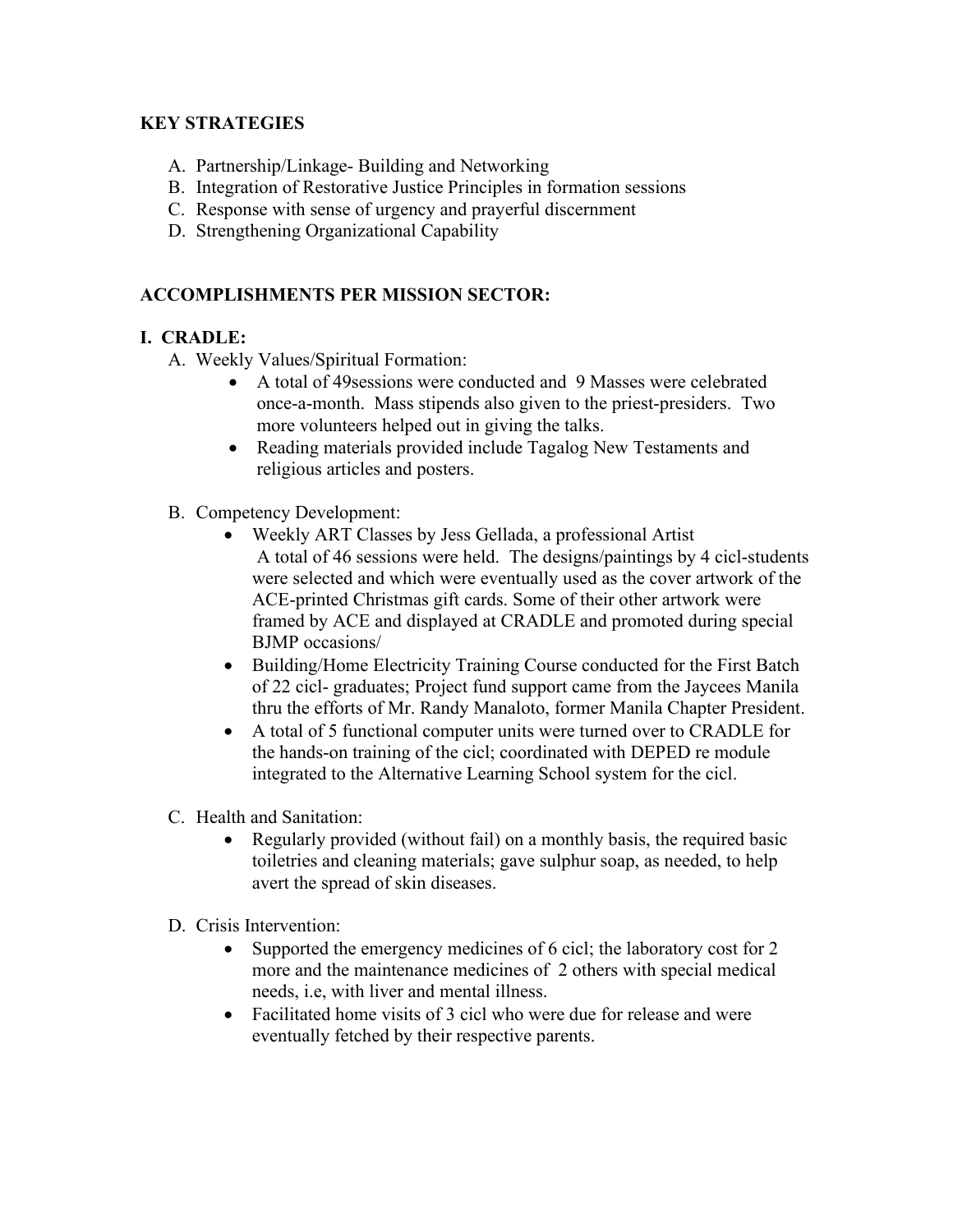**KEY STRATEGIES**

A. Partnership/Linkage- Building and Networking
B. Integration of Restorative Justice Principles in formation sessions
C. Response with sense of urgency and prayerful discernment
D. Strengthening Organizational Capability

**ACCOMPLISHMENTS PER MISSION SECTOR:**

**I. CRADLE:**

A. Weekly Values/Spiritual Formation:
   - A total of 49sessions were conducted and 9 Masses were celebrated once-a-month. Mass stipends also given to the priest-presiders. Two more volunteers helped out in giving the talks.
   - Reading materials provided include Tagalog New Testaments and religious articles and posters.

B. Competency Development:
   - Weekly ART Classes by Jess Gellada, a professional Artist
     A total of 46 sessions were held. The designs/paintings by 4 cicl-students were selected and which were eventually used as the cover artwork of the ACE-printed Christmas gift cards. Some of their other artwork were framed by ACE and displayed at CRADLE and promoted during special BJMP occasions/
   - Building/Home Electricity Training Course conducted for the First Batch of 22 cicl- graduates; Project fund support came from the Jaycees Manila thru the efforts of Mr. Randy Manaloto, former Manila Chapter President.
   - A total of 5 functional computer units were turned over to CRADLE for the hands-on training of the cicl; coordinated with DEPED re module integrated to the Alternative Learning School system for the cicl.

C. Health and Sanitation:
   - Regularly provided (without fail) on a monthly basis, the required basic toiletries and cleaning materials; gave sulphur soap, as needed, to help avert the spread of skin diseases.

D. Crisis Intervention:
   - Supported the emergency medicines of 6 cicl; the laboratory cost for 2 more and the maintenance medicines of 2 others with special medical needs, i.e, with liver and mental illness.
   - Facilitated home visits of 3 cicl who were due for release and were eventually fetched by their respective parents.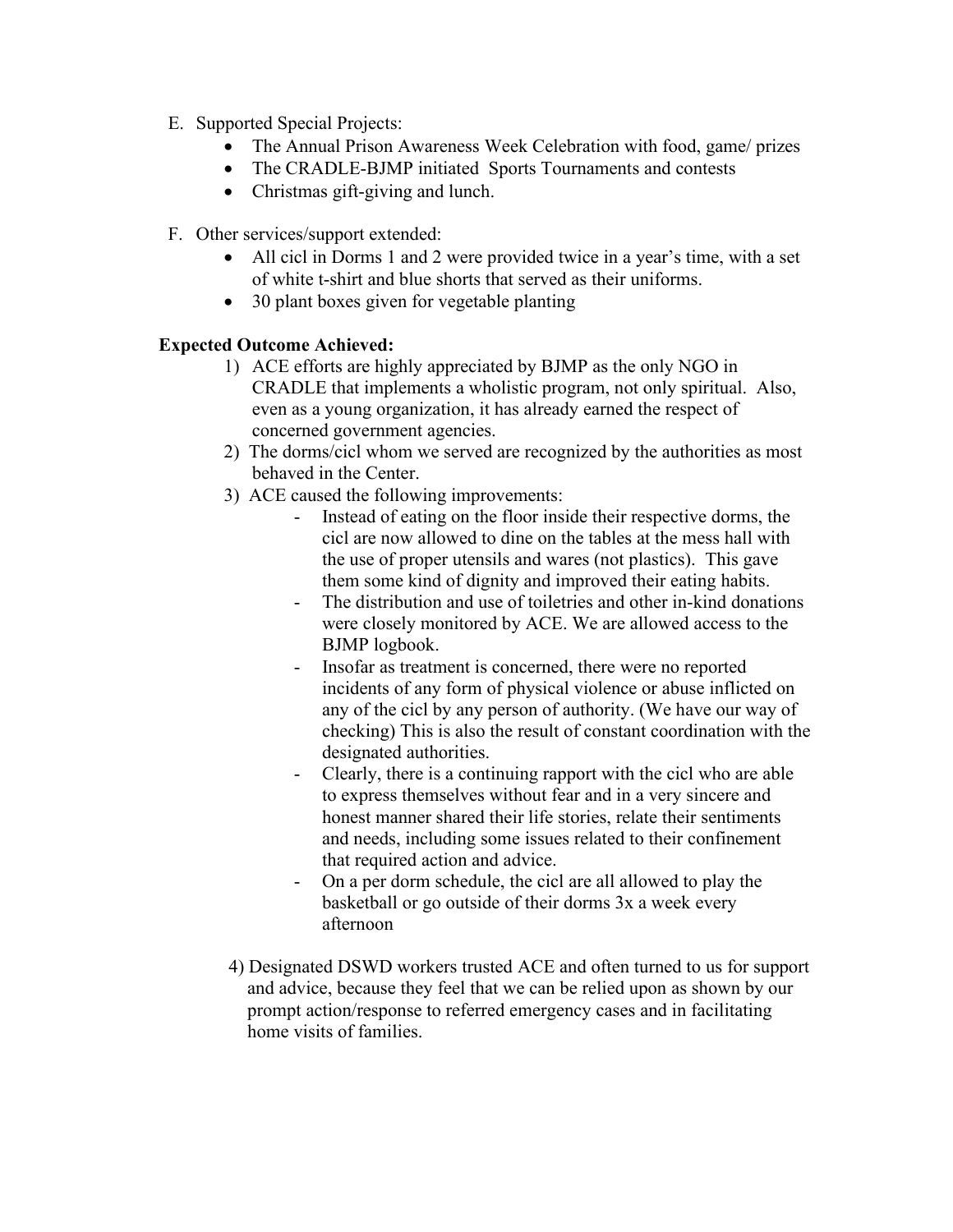E. Supported Special Projects:
   - The Annual Prison Awareness Week Celebration with food, game/ prizes
   - The CRADLE-BJMP initiated Sports Tournaments and contests
   - Christmas gift-giving and lunch.

F. Other services/support extended:
   - All cicl in Dorms 1 and 2 were provided twice in a year's time, with a set of white t-shirt and blue shorts that served as their uniforms.
   - 30 plant boxes given for vegetable planting

**Expected Outcome Achieved:**

1) ACE efforts are highly appreciated by BJMP as the only NGO in CRADLE that implements a wholistic program, not only spiritual. Also, even as a young organization, it has already earned the respect of concerned government agencies.
2) The dorms/cicl whom we served are recognized by the authorities as most behaved in the Center.
3) ACE caused the following improvements:
   - Instead of eating on the floor inside their respective dorms, the cicl are now allowed to dine on the tables at the mess hall with the use of proper utensils and wares (not plastics). This gave them some kind of dignity and improved their eating habits.
   - The distribution and use of toiletries and other in-kind donations were closely monitored by ACE. We are allowed access to the BJMP logbook.
   - Insofar as treatment is concerned, there were no reported incidents of any form of physical violence or abuse inflicted on any of the cicl by any person of authority. (We have our way of checking) This is also the result of constant coordination with the designated authorities.
   - Clearly, there is a continuing rapport with the cicl who are able to express themselves without fear and in a very sincere and honest manner shared their life stories, relate their sentiments and needs, including some issues related to their confinement that required action and advice.
   - On a per dorm schedule, the cicl are all allowed to play the basketball or go outside of their dorms 3x a week every afternoon
4) Designated DSWD workers trusted ACE and often turned to us for support and advice, because they feel that we can be relied upon as shown by our prompt action/response to referred emergency cases and in facilitating home visits of families.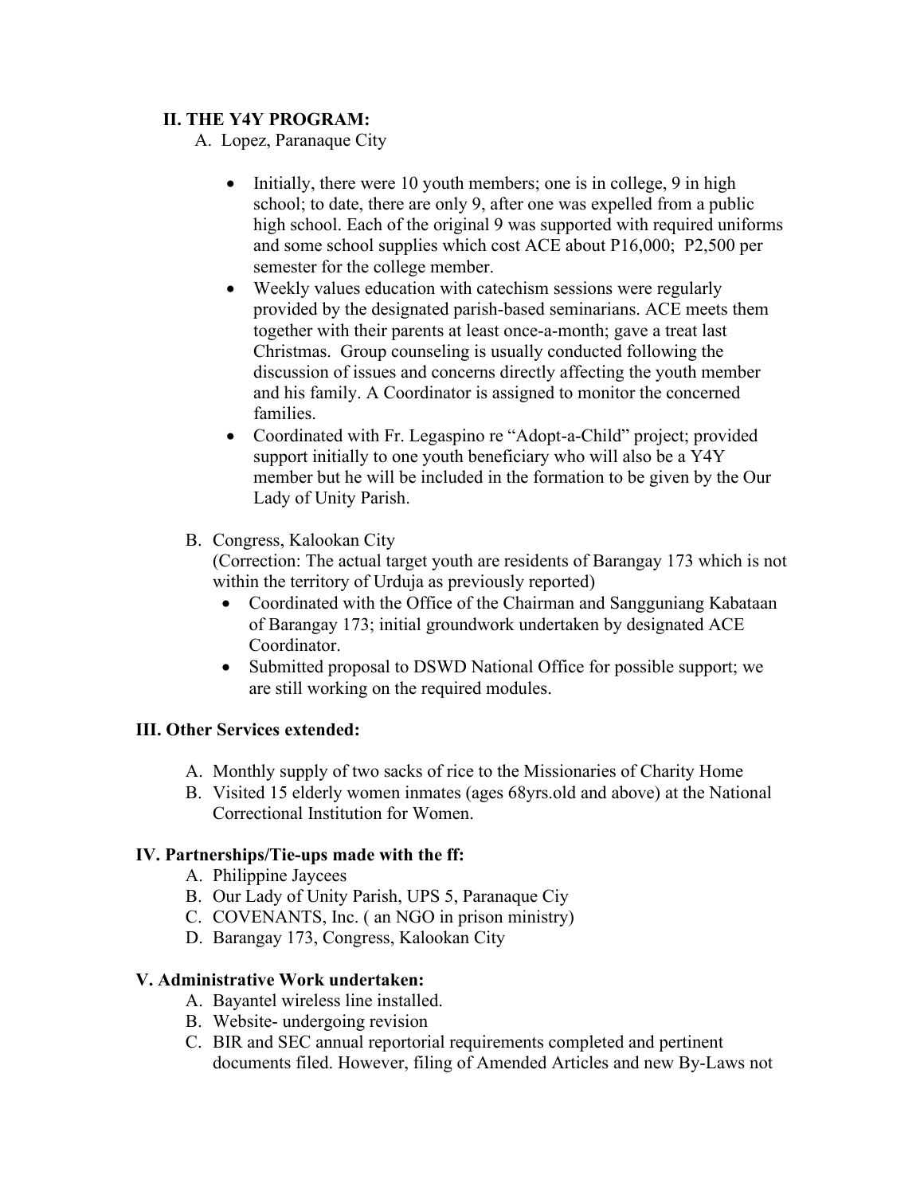## II. THE Y4Y PROGRAM:

A. Lopez, Paranaque City

- Initially, there were 10 youth members; one is in college, 9 in high school; to date, there are only 9, after one was expelled from a public high school. Each of the original 9 was supported with required uniforms and some school supplies which cost ACE about P16,000;  P2,500 per semester for the college member.
- Weekly values education with catechism sessions were regularly provided by the designated parish-based seminarians. ACE meets them together with their parents at least once-a-month; gave a treat last Christmas.  Group counseling is usually conducted following the discussion of issues and concerns directly affecting the youth member and his family. A Coordinator is assigned to monitor the concerned families.
- Coordinated with Fr. Legaspino re "Adopt-a-Child" project; provided support initially to one youth beneficiary who will also be a Y4Y member but he will be included in the formation to be given by the Our Lady of Unity Parish.

B. Congress, Kalookan City
(Correction: The actual target youth are residents of Barangay 173 which is not within the territory of Urduja as previously reported)

- Coordinated with the Office of the Chairman and Sangguniang Kabataan of Barangay 173; initial groundwork undertaken by designated ACE Coordinator.
- Submitted proposal to DSWD National Office for possible support; we are still working on the required modules.

## III. Other Services extended:

A. Monthly supply of two sacks of rice to the Missionaries of Charity Home
B. Visited 15 elderly women inmates (ages 68yrs.old and above) at the National Correctional Institution for Women.

## IV. Partnerships/Tie-ups made with the ff:

A. Philippine Jaycees
B. Our Lady of Unity Parish, UPS 5, Paranaque Ciy
C. COVENANTS, Inc. ( an NGO in prison ministry)
D. Barangay 173, Congress, Kalookan City

## V. Administrative Work undertaken:

A. Bayantel wireless line installed.
B. Website- undergoing revision
C. BIR and SEC annual reportorial requirements completed and pertinent documents filed. However, filing of Amended Articles and new By-Laws not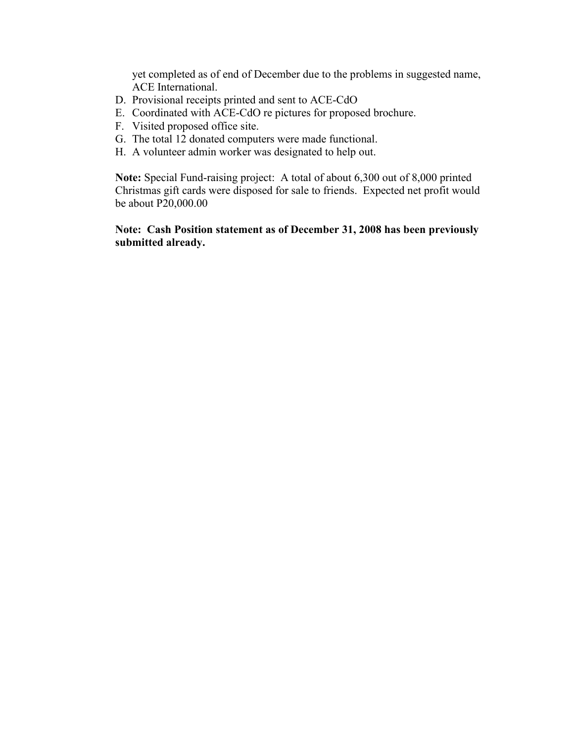yet completed as of end of December due to the problems in suggested name, ACE International.

D. Provisional receipts printed and sent to ACE-CdO
E. Coordinated with ACE-CdO re pictures for proposed brochure.
F. Visited proposed office site.
G. The total 12 donated computers were made functional.
H. A volunteer admin worker was designated to help out.

**Note:** Special Fund-raising project: A total of about 6,300 out of 8,000 printed Christmas gift cards were disposed for sale to friends. Expected net profit would be about P20,000.00

**Note: Cash Position statement as of December 31, 2008 has been previously submitted already.**